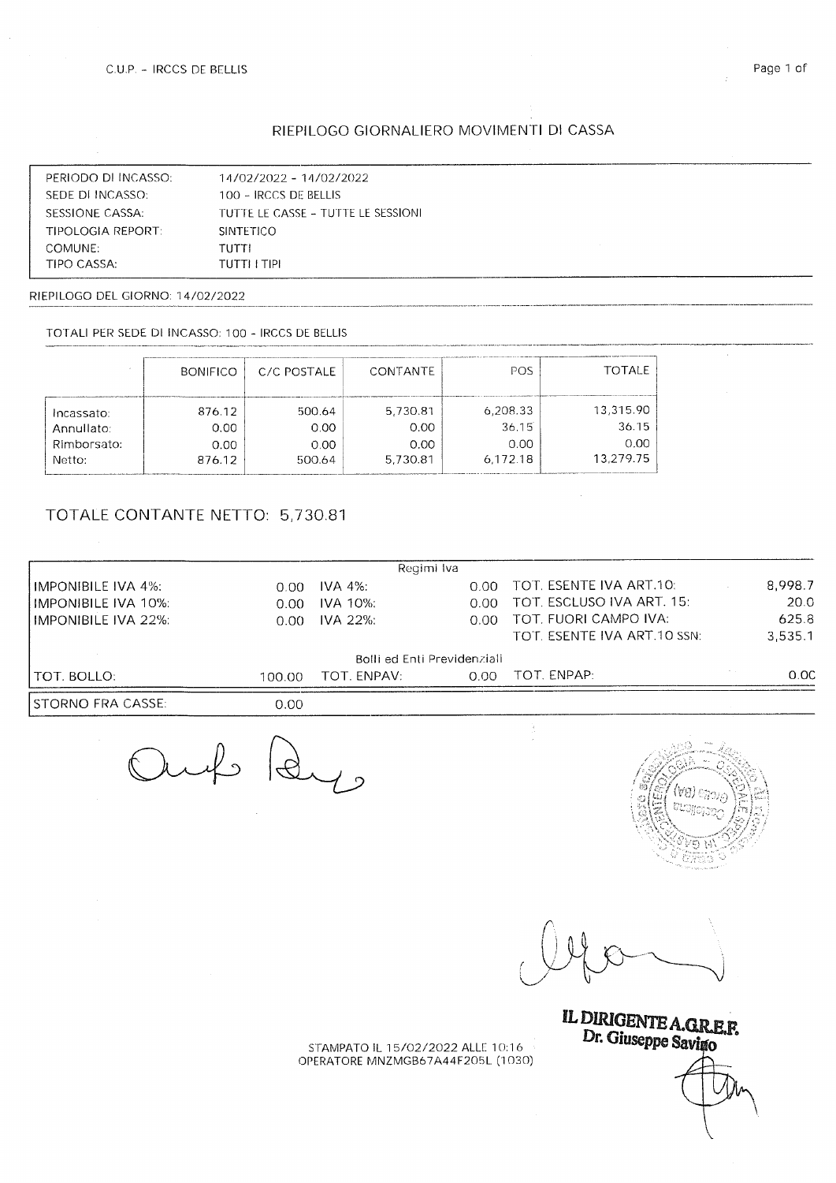C.U.P. - IRCCS DE BELLIS

## RIEPILOGO GIORNALIERO MOVIMENTI DI CASSA

| | |
|---|---|
| PERIODO DI INCASSO: | 14/02/2022 - 14/02/2022 |
| SEDE DI INCASSO: | 100 - IRCCS DE BELLIS |
| SESSIONE CASSA: | TUTTE LE CASSE - TUTTE LE SESSIONI |
| TIPOLOGIA REPORT: | SINTETICO |
| COMUNE: | TUTTI |
| TIPO CASSA: | TUTTI I TIPI |

RIEPILOGO DEL GIORNO: 14/02/2022

TOTALI PER SEDE DI INCASSO: 100 - IRCCS DE BELLIS

| | BONIFICO | C/C POSTALE | CONTANTE | POS | TOTALE |
|---|---|---|---|---|---|
| Incassato: | 876.12 | 500.64 | 5,730.81 | 6,208.33 | 13,315.90 |
| Annullato: | 0.00 | 0.00 | 0.00 | 36.15 | 36.15 |
| Rimborsato: | 0.00 | 0.00 | 0.00 | 0.00 | 0.00 |
| Netto: | 876.12 | 500.64 | 5,730.81 | 6,172.18 | 13,279.75 |

### TOTALE CONTANTE NETTO: 5,730.81

| Regimi Iva | | | | | |
|---|---|---|---|---|---|
| IMPONIBILE IVA 4%: | 0.00 | IVA 4%: | 0.00 | TOT. ESENTE IVA ART.10: | 8,998.7 |
| IMPONIBILE IVA 10%: | 0.00 | IVA 10%: | 0.00 | TOT. ESCLUSO IVA ART. 15: | 20.0 |
| IMPONIBILE IVA 22%: | 0.00 | IVA 22%: | 0.00 | TOT. FUORI CAMPO IVA: | 625.8 |
| | | | | TOT. ESENTE IVA ART.10 SSN: | 3,535.1 |
| **Bolli ed Enti Previdenziali** | | | | | |
| TOT. BOLLO: | 100.00 | TOT. ENPAV: | 0.00 | TOT. ENPAP: | 0.00 |
| STORNO FRA CASSE: | 0.00 | | | | |

IL DIRIGENTE A.G.R.E.F.
Dr. Giuseppe Savino

STAMPATO IL 15/02/2022 ALLE 10:16
OPERATORE MNZMGB67A44F205L (1030)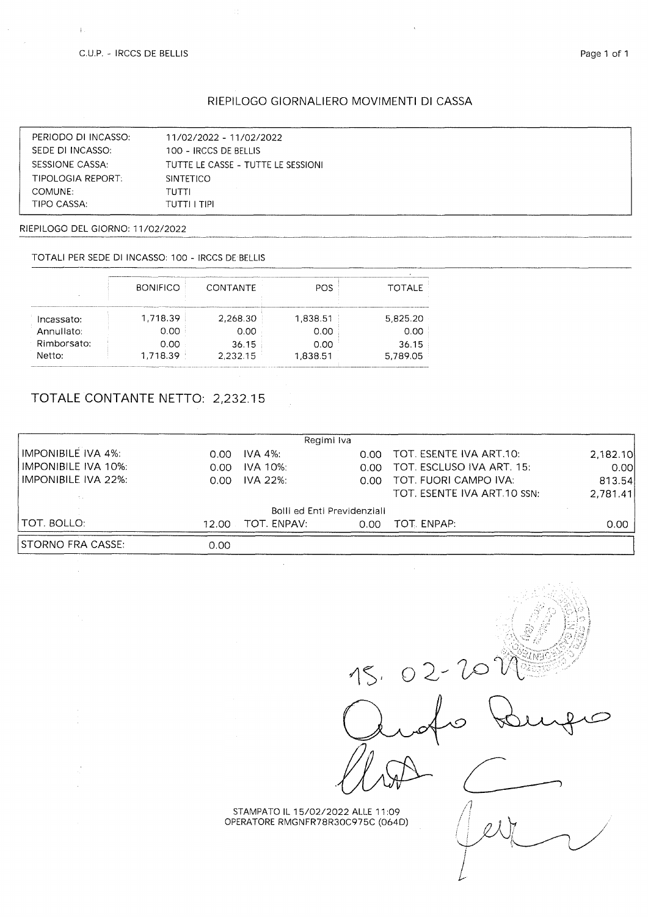C.U.P. - IRCCS DE BELLIS

## RIEPILOGO GIORNALIERO MOVIMENTI DI CASSA

| | |
|---|---|
| PERIODO DI INCASSO: | 11/02/2022 - 11/02/2022 |
| SEDE DI INCASSO: | 100 - IRCCS DE BELLIS |
| SESSIONE CASSA: | TUTTE LE CASSE - TUTTE LE SESSIONI |
| TIPOLOGIA REPORT: | SINTETICO |
| COMUNE: | TUTTI |
| TIPO CASSA: | TUTTI I TIPI |

RIEPILOGO DEL GIORNO: 11/02/2022

TOTALI PER SEDE DI INCASSO: 100 - IRCCS DE BELLIS

| | BONIFICO | CONTANTE | POS | TOTALE |
|---|---|---|---|---|
| Incassato: | 1,718.39 | 2,268.30 | 1,838.51 | 5,825.20 |
| Annullato: | 0.00 | 0.00 | 0.00 | 0.00 |
| Rimborsato: | 0.00 | 36.15 | 0.00 | 36.15 |
| Netto: | 1,718.39 | 2,232.15 | 1,838.51 | 5,789.05 |

## TOTALE CONTANTE NETTO: 2,232.15

| Regimi Iva | | | | | |
|---|---|---|---|---|---|
| IMPONIBILE IVA 4%: | 0.00 | IVA 4%: | 0.00 | TOT. ESENTE IVA ART.10: | 2,182.10 |
| IMPONIBILE IVA 10%: | 0.00 | IVA 10%: | 0.00 | TOT. ESCLUSO IVA ART. 15: | 0.00 |
| IMPONIBILE IVA 22%: | 0.00 | IVA 22%: | 0.00 | TOT. FUORI CAMPO IVA: | 813.54 |
| | | | | TOT. ESENTE IVA ART.10 SSN: | 2,781.41 |
| **Bolli ed Enti Previdenziali** | | | | | |
| TOT. BOLLO: | 12.00 | TOT. ENPAV: | 0.00 | TOT. ENPAP: | 0.00 |
| STORNO FRA CASSE: | 0.00 | | | | |

15. 02-2022

STAMPATO IL 15/02/2022 ALLE 11:09
OPERATORE RMGNFR78R30C975C (064D)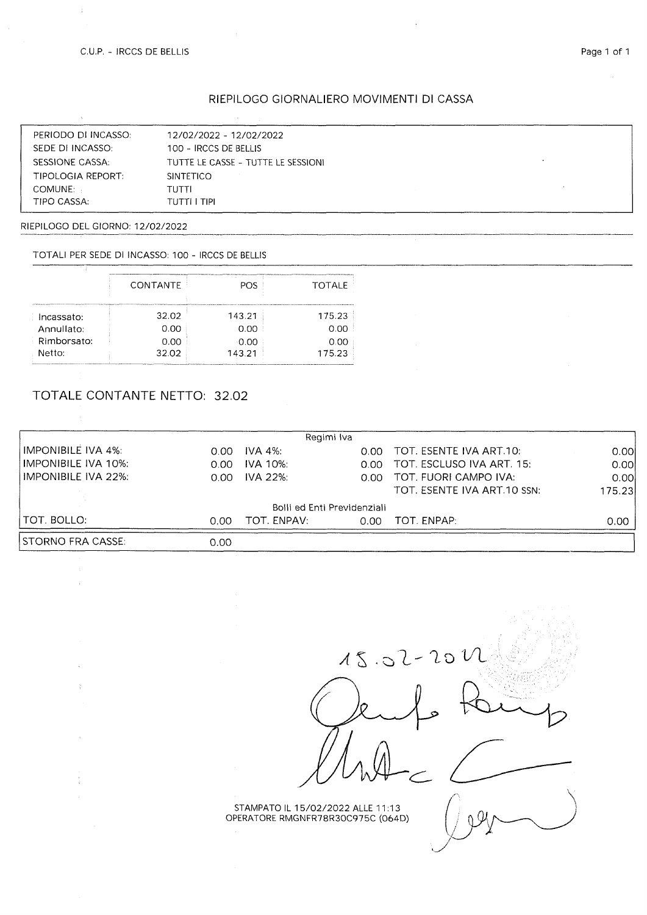C.U.P. - IRCCS DE BELLIS

## RIEPILOGO GIORNALIERO MOVIMENTI DI CASSA

| | |
|---|---|
| PERIODO DI INCASSO: | 12/02/2022 - 12/02/2022 |
| SEDE DI INCASSO: | 100 - IRCCS DE BELLIS |
| SESSIONE CASSA: | TUTTE LE CASSE - TUTTE LE SESSIONI |
| TIPOLOGIA REPORT: | SINTETICO |
| COMUNE: | TUTTI |
| TIPO CASSA: | TUTTI I TIPI |

RIEPILOGO DEL GIORNO: 12/02/2022

TOTALI PER SEDE DI INCASSO: 100 - IRCCS DE BELLIS

| | CONTANTE | POS | TOTALE |
|---|---|---|---|
| Incassato: | 32.02 | 143.21 | 175.23 |
| Annullato: | 0.00 | 0.00 | 0.00 |
| Rimborsato: | 0.00 | 0.00 | 0.00 |
| Netto: | 32.02 | 143.21 | 175.23 |

## TOTALE CONTANTE NETTO: 32.02

| Regimi Iva | | | | | |
|---|---|---|---|---|---|
| IMPONIBILE IVA 4%: | 0.00 | IVA 4%: | 0.00 | TOT. ESENTE IVA ART.10: | 0.00 |
| IMPONIBILE IVA 10%: | 0.00 | IVA 10%: | 0.00 | TOT. ESCLUSO IVA ART. 15: | 0.00 |
| IMPONIBILE IVA 22%: | 0.00 | IVA 22%: | 0.00 | TOT. FUORI CAMPO IVA: | 0.00 |
| | | | | TOT. ESENTE IVA ART.10 SSN: | 175.23 |
| **Bolli ed Enti Previdenziali** | | | | | |
| TOT. BOLLO: | 0.00 | TOT. ENPAV: | 0.00 | TOT. ENPAP: | 0.00 |
| STORNO FRA CASSE: | 0.00 | | | | |

15.02-2022

STAMPATO IL 15/02/2022 ALLE 11:13
OPERATORE RMGNFR78R30C975C (064D)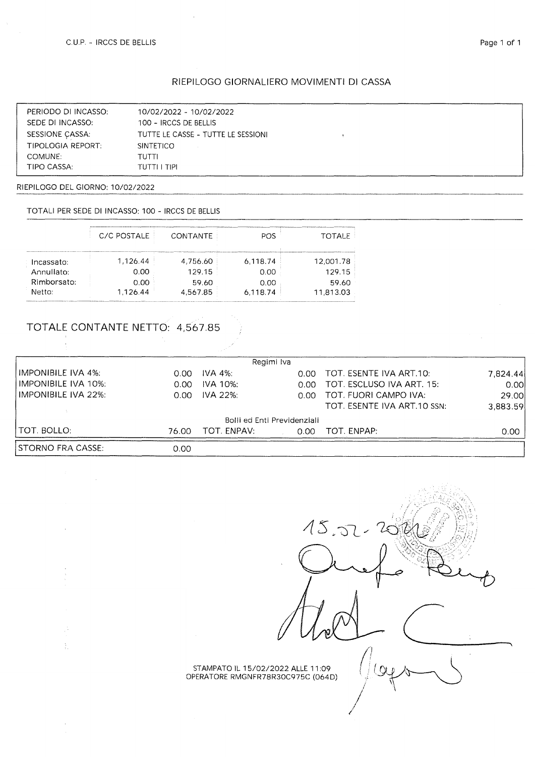C.U.P. - IRCCS DE BELLIS

# RIEPILOGO GIORNALIERO MOVIMENTI DI CASSA

| | |
|---|---|
| PERIODO DI INCASSO: | 10/02/2022 - 10/02/2022 |
| SEDE DI INCASSO: | 100 - IRCCS DE BELLIS |
| SESSIONE CASSA: | TUTTE LE CASSE - TUTTE LE SESSIONI |
| TIPOLOGIA REPORT: | SINTETICO |
| COMUNE: | TUTTI |
| TIPO CASSA: | TUTTI I TIPI |

RIEPILOGO DEL GIORNO: 10/02/2022

TOTALI PER SEDE DI INCASSO: 100 - IRCCS DE BELLIS

| | C/C POSTALE | CONTANTE | POS | TOTALE |
|---|---|---|---|---|
| Incassato: | 1,126.44 | 4,756.60 | 6,118.74 | 12,001.78 |
| Annullato: | 0.00 | 129.15 | 0.00 | 129.15 |
| Rimborsato: | 0.00 | 59.60 | 0.00 | 59.60 |
| Netto: | 1,126.44 | 4,567.85 | 6,118.74 | 11,813.03 |

## TOTALE CONTANTE NETTO: 4,567.85

| Regimi Iva | | | | | |
|---|---|---|---|---|---|
| IMPONIBILE IVA 4%: | 0.00 | IVA 4%: | 0.00 | TOT. ESENTE IVA ART.10: | 7,824.44 |
| IMPONIBILE IVA 10%: | 0.00 | IVA 10%: | 0.00 | TOT. ESCLUSO IVA ART. 15: | 0.00 |
| IMPONIBILE IVA 22%: | 0.00 | IVA 22%: | 0.00 | TOT. FUORI CAMPO IVA: | 29.00 |
| | | | | TOT. ESENTE IVA ART.10 SSN: | 3,883.59 |
| Bolli ed Enti Previdenziali | | | | | |
| TOT. BOLLO: | 76.00 | TOT. ENPAV: | 0.00 | TOT. ENPAP: | 0.00 |
| STORNO FRA CASSE: | 0.00 | | | | |

15.02.2022

STAMPATO IL 15/02/2022 ALLE 11:09
OPERATORE RMGNFR78R30C975C (064D)